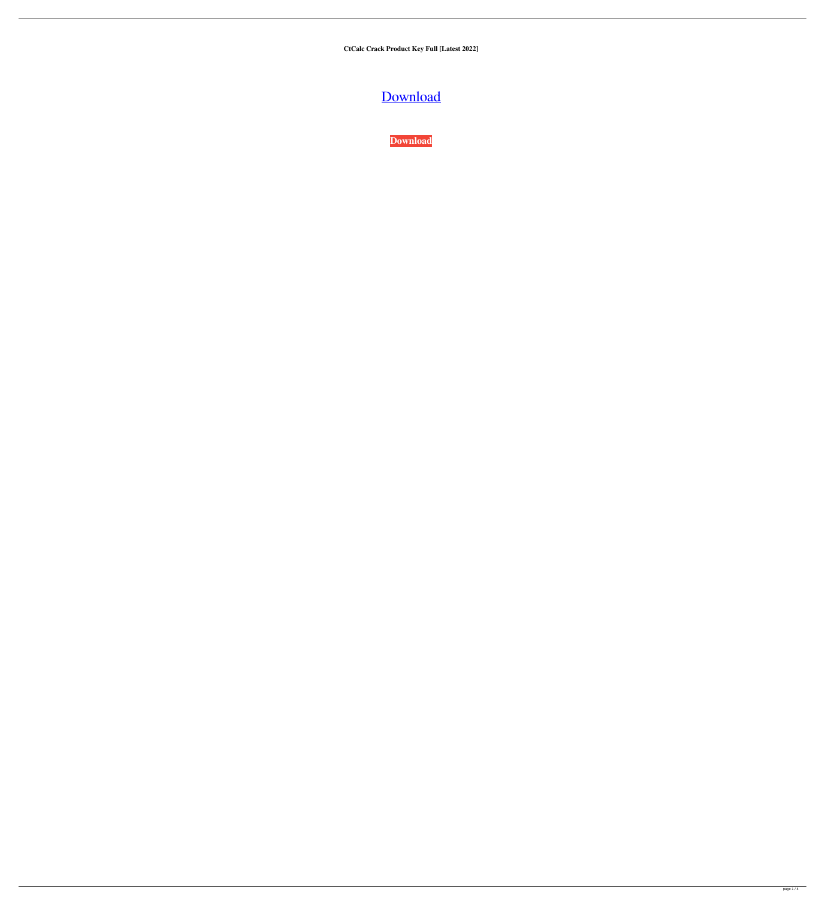**CtCalc Crack Product Key Full [Latest 2022]**

Download

**Download**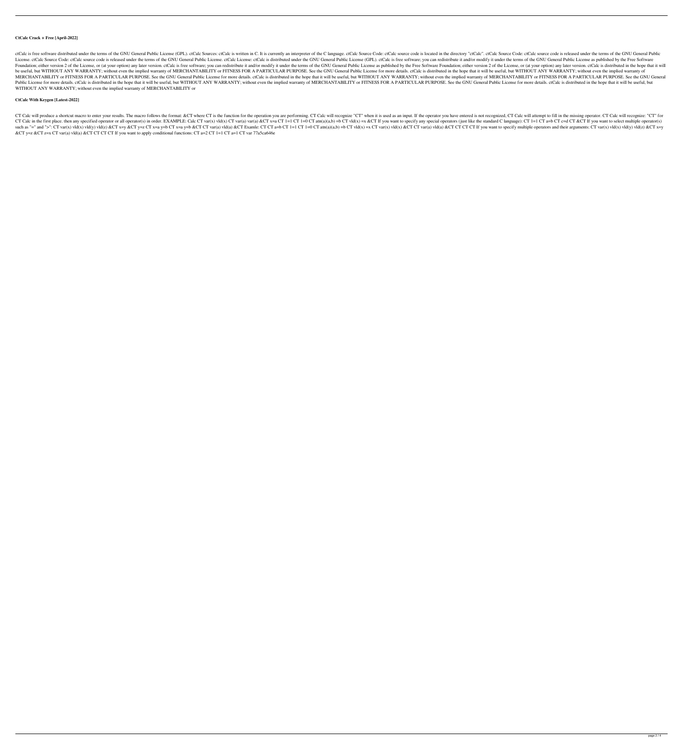**CtCalc Crack + Free [April-2022]**

ctCalc is free software distributed under the terms of the GNU General Public License (GPL). ctCalc Sources: ctCalc is written in C. It is currently an interpreter of the C language. ctCalc Source Code: ctCalc source code is located in the directory "ctCalc". ctCalc Source Code: ctCalc source code is released under the terms of the GNU General Public License. ctCalc Source Code: ctCalc source code is released under the terms of the GNU General Public License. ctCalc License: ctCalc is distributed under the GNU General Public License (GPL). ctCalc is free software; you can redistribute it and/or modify it under the terms of the GNU General Public License as published by the Free Software Foundation; either version 2 of the License, or (at your option) any later version. ctCalc is free software; you can redistribute it and/or modify it under the terms of the GNU General Public License as published by the Free Software Foundation; either version 2 of the License, or (at your option) any later version. ctCalc is distributed in the hope that it will be useful, but WITHOUT ANY WARRANTY; without even the implied warranty of MERCHANTABILITY or FITNESS FOR A PARTICULAR PURPOSE. See the GNU General Public License for more details. ctCalc is distributed in the hope that it will be useful, but WITHOUT ANY WARRANTY; without even the implied warranty of MERCHANTABILITY or FITNESS FOR A PARTICULAR PURPOSE. See the GNU General Public License for more details. ctCalc is distributed in the hope that it will be useful, but WITHOUT ANY WARRANTY; without even the implied warranty of MERCHANTABILITY or FITNESS FOR A PARTICULAR PURPOSE. See the GNU General Public License for more details. ctCalc is distributed in the hope that it will be useful, but WITHOUT ANY WARRANTY; without even the implied warranty of MERCHANTABILITY or FITNESS FOR A PARTICULAR PURPOSE. See the GNU General Public License for more details. ctCalc is distributed in the hope that it will be useful, but WITHOUT ANY WARRANTY; without even the implied warranty of MERCHANTABILITY or

**CtCalc With Keygen [Latest-2022]**

CT Calc will produce a shortcut macro to enter your results. The macro follows the format: &CT where CT is the function for the operation you are performing. CT Calc will recognize "CT" when it is used as an input. If the operator you have entered is not recognized, CT Calc will attempt to fill in the missing operator. CT Calc will recognize: "CT" for CT Calc in the first place. then any specified operator or all operator(s) in order. EXAMPLE: Calc CT var(x) vld(x) CT var(a) var(a) &CT x=a CT 1=1 CT 1=0 CT atn(a)(a,b) =b CT vld(x) =x &CT If you want to specify any special operators (just like the standard C language): CT 1=1 CT a=b CT c=d CT &CT If you want to select multiple operator(s) such as "=" and ">": CT var(x) vld(x) vld(y) vld(z) &CT x=y &CT y=z CT x=a y=b CT x=a y=b &CT CT var(a) vld(a) &CT Examle: CT CT a=b CT 1=1 CT 1=0 CT atn(a)(a,b) =b CT vld(x) =x CT var(x) vld(x) &CT CT var(a) vld(a) &CT CT CT CT If you want to specify multiple operators and their arguments: CT var(x) vld(x) vld(y) vld(z) &CT x=y &CT y=z &CT z=x CT var(a) vld(a) &CT CT CT CT If you want to apply conditional functions: CT a=2 CT 1=1 CT a=1 CT var 77a5ca646e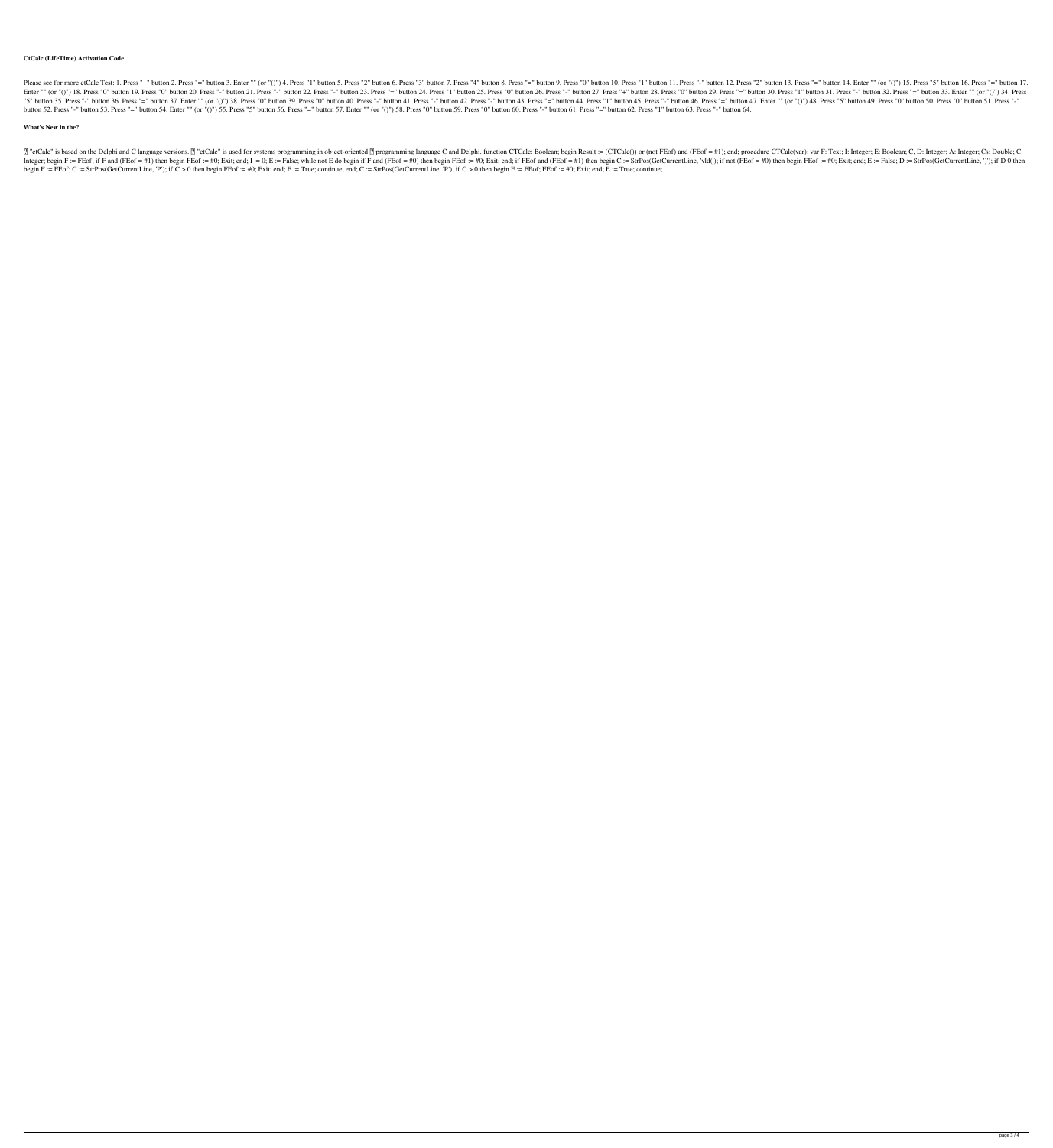**CtCalc (LifeTime) Activation Code**

Please see for more ctCalc Test: 1. Press "+" button 2. Press "=" button 3. Enter "" (or "()") 4. Press "1" button 5. Press "2" button 6. Press "3" button 7. Press "4" button 8. Press "=" button 9. Press "0" button 10. Press "1" button 11. Press "-" button 12. Press "2" button 13. Press "=" button 14. Enter "" (or "()") 15. Press "5" button 16. Press "=" button 17. Enter "" (or "()") 18. Press "0" button 19. Press "0" button 20. Press "-" button 21. Press "-" button 22. Press "-" button 23. Press "=" button 24. Press "1" button 25. Press "0" button 26. Press "-" button 27. Press "+" button 28. Press "0" button 29. Press "=" button 30. Press "1" button 31. Press "-" button 32. Press "=" button 33. Enter "" (or "()") 34. Press "5" button 35. Press "-" button 36. Press "=" button 37. Enter "" (or "()") 38. Press "0" button 39. Press "0" button 40. Press "-" button 41. Press "-" button 42. Press "-" button 43. Press "=" button 44. Press "1" button 45. Press "-" button 46. Press "=" button 47. Enter "" (or "()") 48. Press "5" button 49. Press "0" button 50. Press "0" button 51. Press "-" button 52. Press "-" button 53. Press "=" button 54. Enter "" (or "()") 55. Press "5" button 56. Press "=" button 57. Enter "" (or "()") 58. Press "0" button 59. Press "0" button 60. Press "-" button 61. Press "=" button 62. Press "1" button 63. Press "-" button 64.

**What's New in the?**

 "ctCalc" is based on the Delphi and C language versions.  "ctCalc" is used for systems programming in object-oriented  programming language C and Delphi. function CTCalc: Boolean; begin Result := (CTCalc()) or (not FEof) and (FEof = #1); end; procedure CTCalc(var); var F: Text; I: Integer; E: Boolean; C, D: Integer; A: Integer; Cs: Double; C: Integer; begin F := FEof; if F and (FEof = #1) then begin FEof := #0; Exit; end; I := 0; E := False; while not E do begin if F and (FEof = #0) then begin FEof := #0; Exit; end; if FEof and (FEof = #1) then begin C := StrPos(GetCurrentLine, 'vld('); if not (FEof = #0) then begin FEof := #0; Exit; end; E := False; D := StrPos(GetCurrentLine, ')'); if D 0 then begin F := FEof; C := StrPos(GetCurrentLine, 'P'); if C > 0 then begin FEof := #0; Exit; end; E := True; continue; end; C := StrPos(GetCurrentLine, 'P'); if C > 0 then begin F := FEof; FEof := #0; Exit; end; E := True; continue;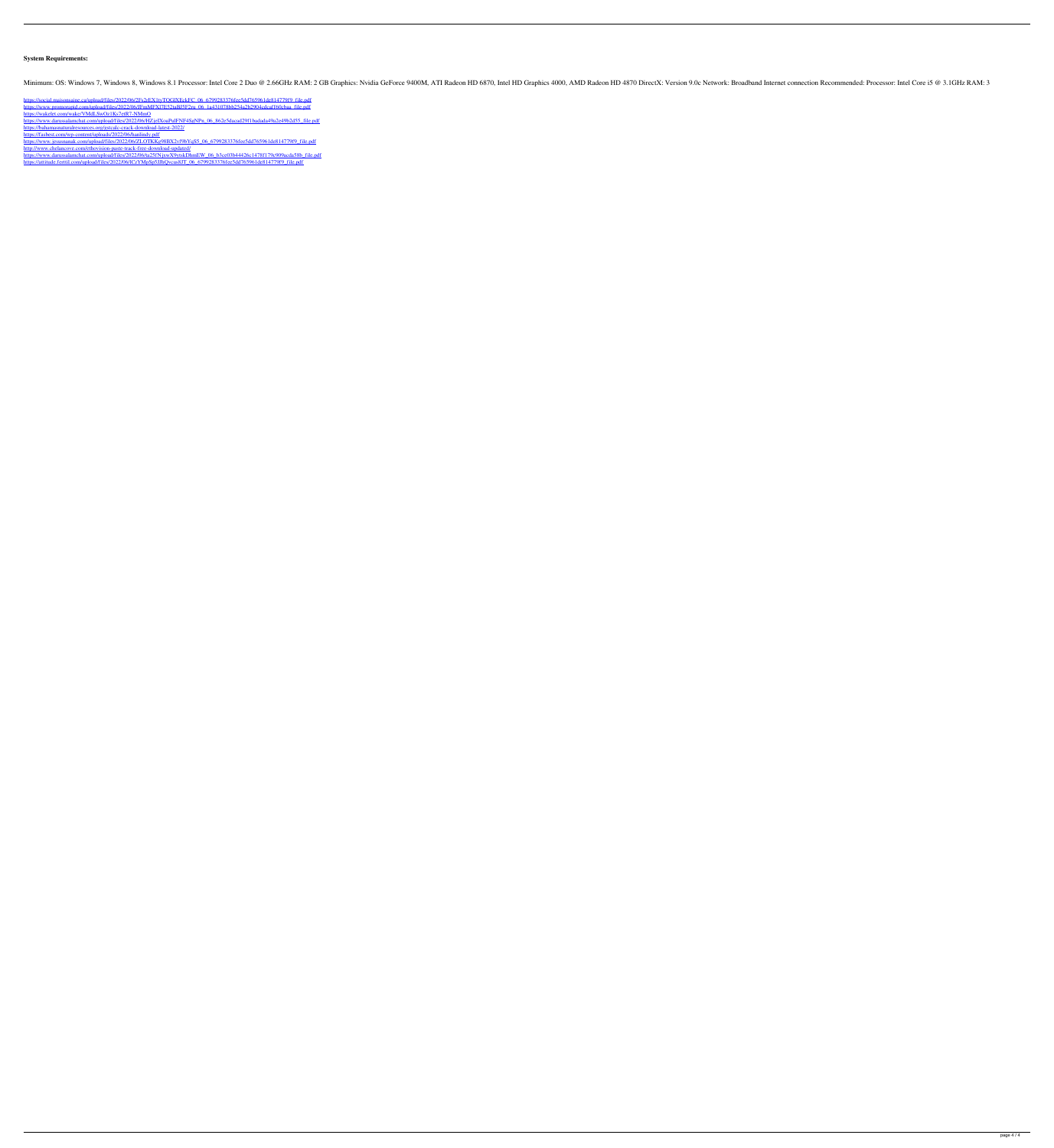**System Requirements:**

Minimum: OS: Windows 7, Windows 8, Windows 8.1 Processor: Intel Core 2 Duo @ 2.66GHz RAM: 2 GB Graphics: Nvidia GeForce 9400M, ATI Radeon HD 6870, Intel HD Graphics 4000, AMD Radeon HD 4870 DirectX: Version 9.0c Network: Broadband Internet connection Recommended: Processor: Intel Core i5 @ 3.1GHz RAM: 3

https://social.maisonsaine.ca/upload/files/2022/06/2Fs2rEX1tyTOGlXEckFC_06_6799283376fee5dd765961de814779f9_file.pdf
https://www.pmumonapid.com/upload/files/2022/06/JFmMFXI7E52taBJ5F2ra_06_1a431078bb254a2b2904cdcaff60cbaa_file.pdf
https://wakelet.com/wake/VMdLSwOz1Kc7etR7-NMmO
https://www.darussalamchat.com/upload/files/2022/06/HZjeIXoaPulFNF4SgNPu_06_862e5dacad29f1badada49a2e49b2d55_file.pdf
https://bahamasnaturalresources.org/ziscalc-crack-download-latest-2022/
https://fasbest.com/wp-content/uploads/2022/06/hanlindy.pdf
https://www.jesusnanak.com/upload/files/2022/06/ZLOTKKp9BBX2vf9bYqS5_06_6799283376fee5dd765961de814779f9_file.pdf
http://www.chelancove.com/ethovision-paste-track-free-download-updated/
https://www.darussalamchat.com/upload/files/2022/06/ta25fNjswX9vtskDhmEW_06_b3ce03b44426c1478f179c909acda58b_file.pdf
https://attitude.ferttil.com/upload/files/2022/06/lCzYMpSp5JJhQvcus8JT_06_6799283376fee5dd765961de814779f9_file.pdf